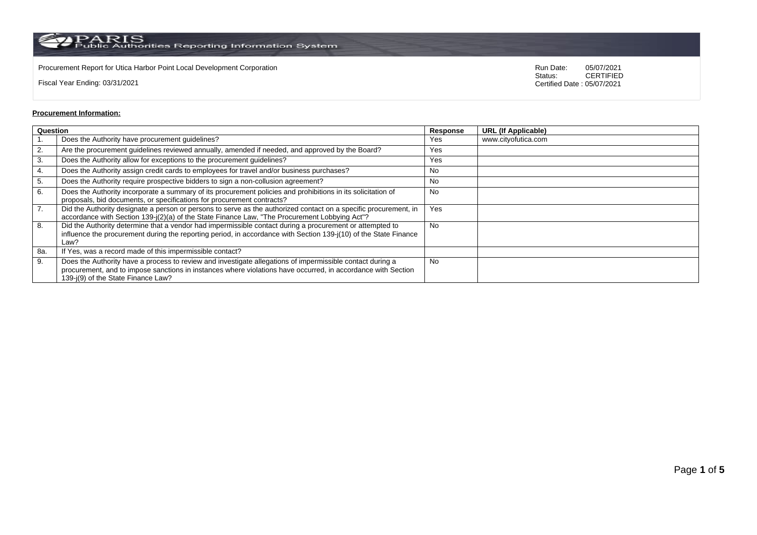Procurement Report for Utica Harbor Point Local Development Corporation

Fiscal Year Ending: 03/31/2021

Run Date: 05/07/2021
Status: CERTIFIED
Certified Date : 05/07/2021

**Procurement Information:**

| Question | | Response | URL (If Applicable) |
|---|---|---|---|
| 1. | Does the Authority have procurement guidelines? | Yes | www.cityofutica.com |
| 2. | Are the procurement guidelines reviewed annually, amended if needed, and approved by the Board? | Yes | |
| 3. | Does the Authority allow for exceptions to the procurement guidelines? | Yes | |
| 4. | Does the Authority assign credit cards to employees for travel and/or business purchases? | No | |
| 5. | Does the Authority require prospective bidders to sign a non-collusion agreement? | No | |
| 6. | Does the Authority incorporate a summary of its procurement policies and prohibitions in its solicitation of proposals, bid documents, or specifications for procurement contracts? | No | |
| 7. | Did the Authority designate a person or persons to serve as the authorized contact on a specific procurement, in accordance with Section 139-j(2)(a) of the State Finance Law, "The Procurement Lobbying Act"? | Yes | |
| 8. | Did the Authority determine that a vendor had impermissible contact during a procurement or attempted to influence the procurement during the reporting period, in accordance with Section 139-j(10) of the State Finance Law? | No | |
| 8a. | If Yes, was a record made of this impermissible contact? | | |
| 9. | Does the Authority have a process to review and investigate allegations of impermissible contact during a procurement, and to impose sanctions in instances where violations have occurred, in accordance with Section 139-j(9) of the State Finance Law? | No | |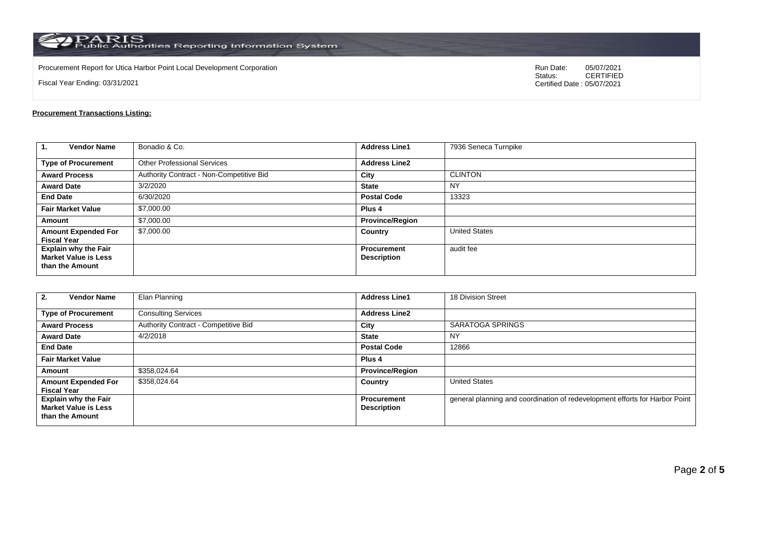Procurement Report for Utica Harbor Point Local Development Corporation

Fiscal Year Ending: 03/31/2021

Run Date: 05/07/2021
Status: CERTIFIED
Certified Date : 05/07/2021

**Procurement Transactions Listing:**

| 1. Vendor Name | Bonadio & Co. | Address Line1 | 7936 Seneca Turnpike |
|---|---|---|---|
| Type of Procurement | Other Professional Services | Address Line2 | |
| Award Process | Authority Contract - Non-Competitive Bid | City | CLINTON |
| Award Date | 3/2/2020 | State | NY |
| End Date | 6/30/2020 | Postal Code | 13323 |
| Fair Market Value | $7,000.00 | Plus 4 | |
| Amount | $7,000.00 | Province/Region | |
| Amount Expended For Fiscal Year | $7,000.00 | Country | United States |
| Explain why the Fair Market Value is Less than the Amount | | Procurement Description | audit fee |

| 2. Vendor Name | Elan Planning | Address Line1 | 18 Division Street |
|---|---|---|---|
| Type of Procurement | Consulting Services | Address Line2 | |
| Award Process | Authority Contract - Competitive Bid | City | SARATOGA SPRINGS |
| Award Date | 4/2/2018 | State | NY |
| End Date | | Postal Code | 12866 |
| Fair Market Value | | Plus 4 | |
| Amount | $358,024.64 | Province/Region | |
| Amount Expended For Fiscal Year | $358,024.64 | Country | United States |
| Explain why the Fair Market Value is Less than the Amount | | Procurement Description | general planning and coordination of redevelopment efforts for Harbor Point |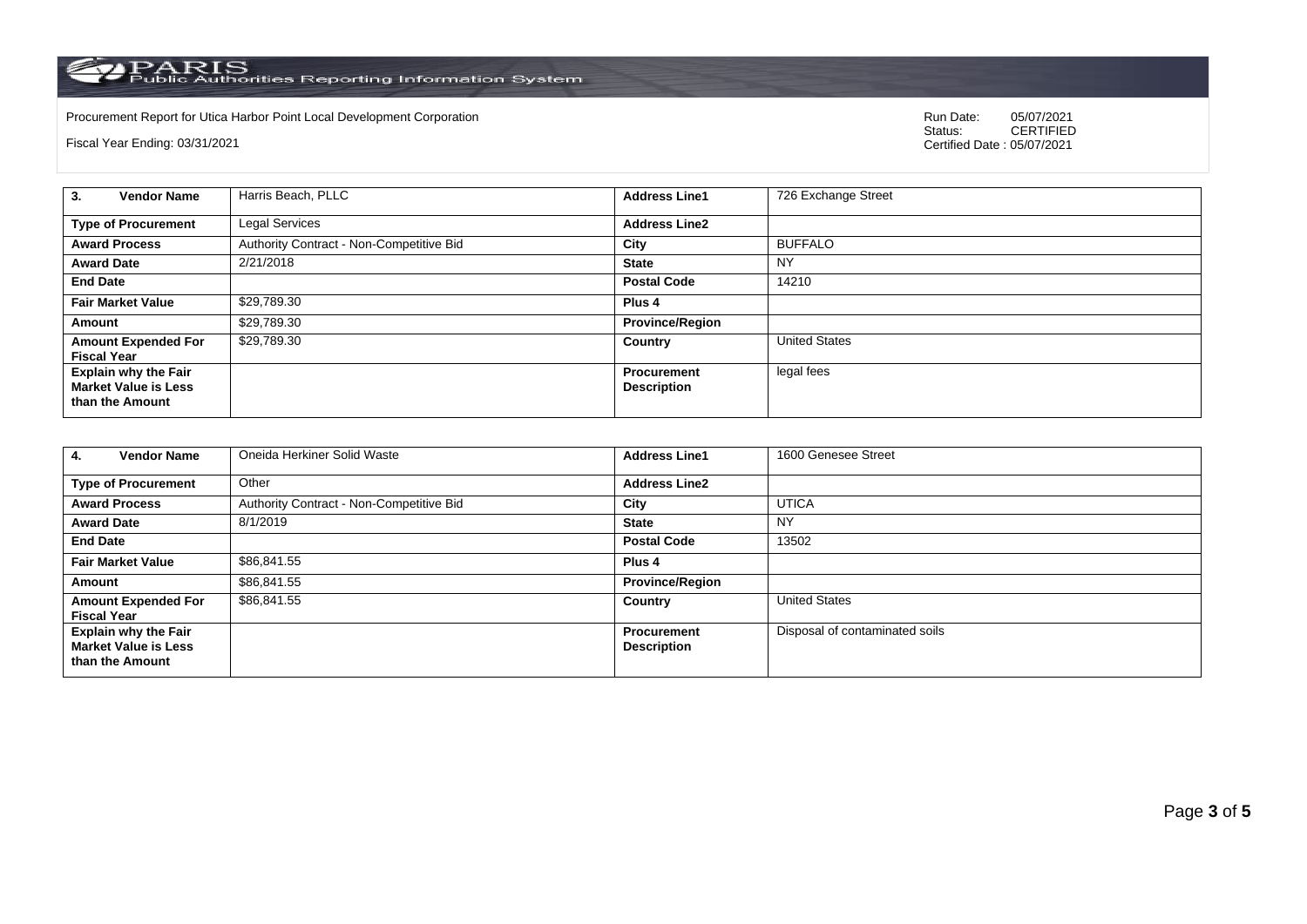Procurement Report for Utica Harbor Point Local Development Corporation

Fiscal Year Ending: 03/31/2021

Run Date: 05/07/2021
Status: CERTIFIED
Certified Date : 05/07/2021

| **3. Vendor Name** | Harris Beach, PLLC | **Address Line1** | 726 Exchange Street |
|---|---|---|---|
| **Type of Procurement** | Legal Services | **Address Line2** | |
| **Award Process** | Authority Contract - Non-Competitive Bid | **City** | BUFFALO |
| **Award Date** | 2/21/2018 | **State** | NY |
| **End Date** | | **Postal Code** | 14210 |
| **Fair Market Value** | $29,789.30 | **Plus 4** | |
| **Amount** | $29,789.30 | **Province/Region** | |
| **Amount Expended For Fiscal Year** | $29,789.30 | **Country** | United States |
| **Explain why the Fair Market Value is Less than the Amount** | | **Procurement Description** | legal fees |

| **4. Vendor Name** | Oneida Herkiner Solid Waste | **Address Line1** | 1600 Genesee Street |
|---|---|---|---|
| **Type of Procurement** | Other | **Address Line2** | |
| **Award Process** | Authority Contract - Non-Competitive Bid | **City** | UTICA |
| **Award Date** | 8/1/2019 | **State** | NY |
| **End Date** | | **Postal Code** | 13502 |
| **Fair Market Value** | $86,841.55 | **Plus 4** | |
| **Amount** | $86,841.55 | **Province/Region** | |
| **Amount Expended For Fiscal Year** | $86,841.55 | **Country** | United States |
| **Explain why the Fair Market Value is Less than the Amount** | | **Procurement Description** | Disposal of contaminated soils |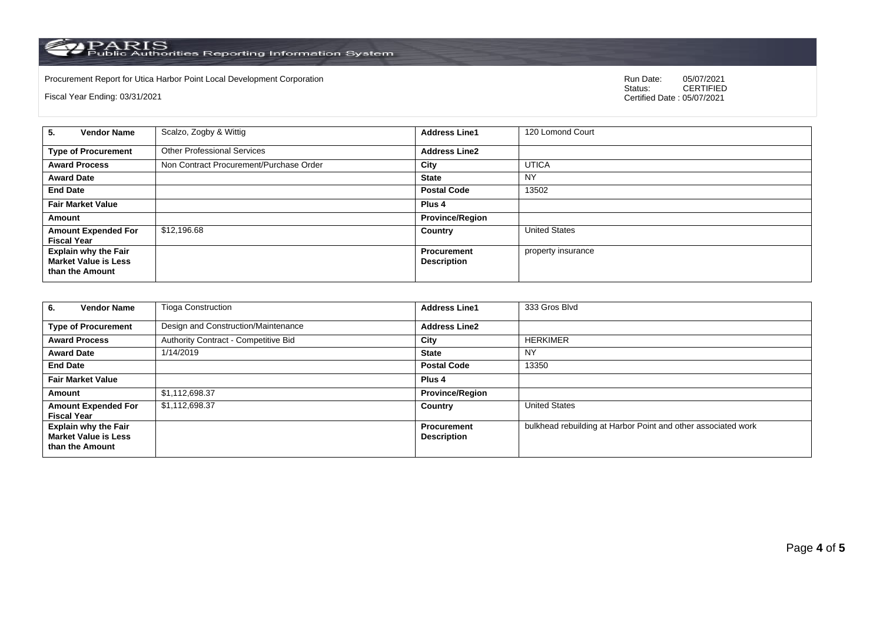Procurement Report for Utica Harbor Point Local Development Corporation

Fiscal Year Ending: 03/31/2021

Run Date: 05/07/2021
Status: CERTIFIED
Certified Date : 05/07/2021

| 5. Vendor Name | Scalzo, Zogby & Wittig | Address Line1 | 120 Lomond Court |
|---|---|---|---|
| Type of Procurement | Other Professional Services | Address Line2 | |
| Award Process | Non Contract Procurement/Purchase Order | City | UTICA |
| Award Date | | State | NY |
| End Date | | Postal Code | 13502 |
| Fair Market Value | | Plus 4 | |
| Amount | | Province/Region | |
| Amount Expended For Fiscal Year | $12,196.68 | Country | United States |
| Explain why the Fair Market Value is Less than the Amount | | Procurement Description | property insurance |

| 6. Vendor Name | Tioga Construction | Address Line1 | 333 Gros Blvd |
|---|---|---|---|
| Type of Procurement | Design and Construction/Maintenance | Address Line2 | |
| Award Process | Authority Contract - Competitive Bid | City | HERKIMER |
| Award Date | 1/14/2019 | State | NY |
| End Date | | Postal Code | 13350 |
| Fair Market Value | | Plus 4 | |
| Amount | $1,112,698.37 | Province/Region | |
| Amount Expended For Fiscal Year | $1,112,698.37 | Country | United States |
| Explain why the Fair Market Value is Less than the Amount | | Procurement Description | bulkhead rebuilding at Harbor Point and other associated work |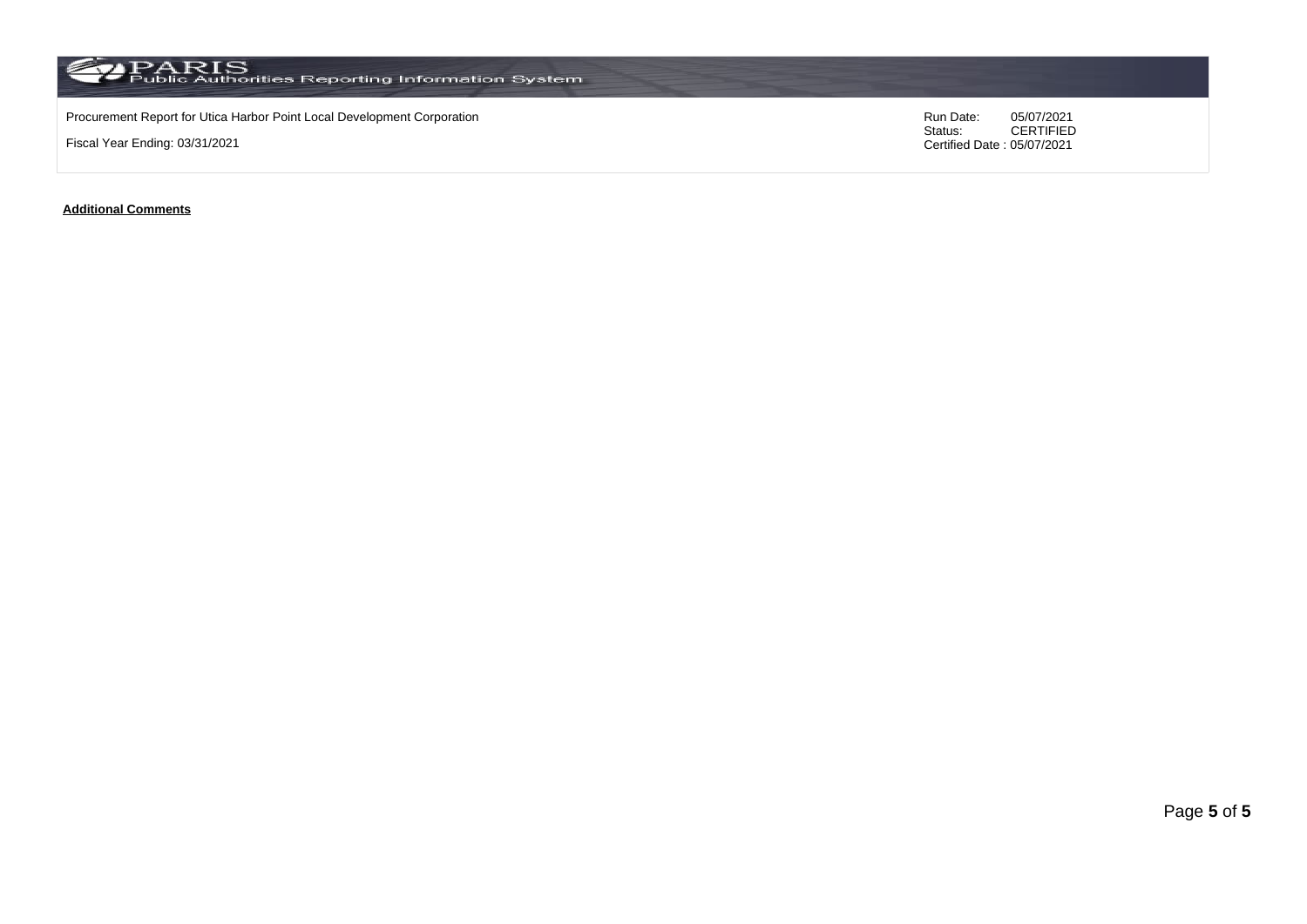Procurement Report for Utica Harbor Point Local Development Corporation

Fiscal Year Ending: 03/31/2021

Run Date: 05/07/2021
Status: CERTIFIED
Certified Date : 05/07/2021

**Additional Comments**